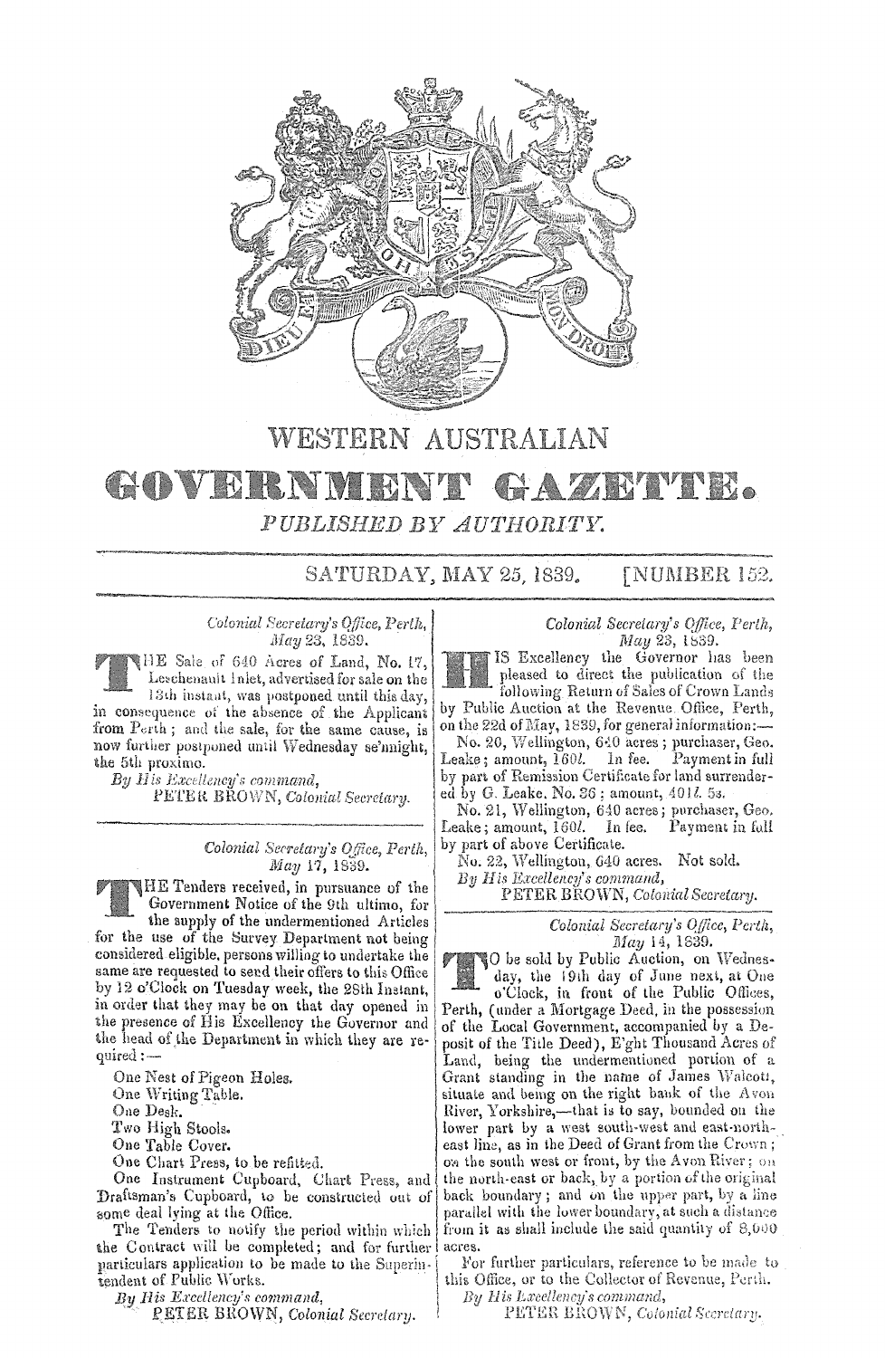# WESTERN AUSTRALIAN

# GOVERNMENT GAZETTE.

*PUBLISHED BY AUTHORITY.*

SATURDAY, MAY 25, 1839. [NUMBER 152.

*Colonial Secretary's Office, Perth,*
*May 23, 1839.*

THE Sale of 640 Acres of Land, No. 17, Leschenault Inlet, advertised for sale on the 13th instant, was postponed until this day, in consequence of the absence of the Applicant from Perth; and the sale, for the same cause, is now further postponed until Wednesday se'nnight, the 5th proximo.

*By His Excellency's command,*
PETER BROWN, *Colonial Secretary.*

---

*Colonial Secretary's Office, Perth,*
*May 17, 1839.*

THE Tenders received, in pursuance of the Government Notice of the 9th ultimo, for the supply of the undermentioned Articles for the use of the Survey Department not being considered eligible, persons willing to undertake the same are requested to send their offers to this Office by 12 o'Clock on Tuesday week, the 28th Instant, in order that they may be on that day opened in the presence of His Excellency the Governor and the head of the Department in which they are required:—

One Nest of Pigeon Holes.
One Writing Table.
One Desk.
Two High Stools.
One Table Cover.
One Chart Press, to be refitted.
One Instrument Cupboard, Chart Press, and Draftsman's Cupboard, to be constructed out of some deal lying at the Office.

The Tenders to notify the period within which the Contract will be completed; and for further particulars application to be made to the Superintendent of Public Works.

*By His Excellency's command,*
PETER BROWN, *Colonial Secretary.*

---

*Colonial Secretary's Office, Perth,*
*May 23, 1839.*

HIS Excellency the Governor has been pleased to direct the publication of the following Return of Sales of Crown Lands by Public Auction at the Revenue Office, Perth, on the 22d of May, 1839, for general information:—

No. 20, Wellington, 640 acres; purchaser, Geo. Leake; amount, 160*l.* In fee. Payment in full by part of Remission Certificate for land surrendered by G. Leake, No. 36; amount, 401*l.* 5*s.*

No. 21, Wellington, 640 acres; purchaser, Geo. Leake; amount, 160*l.* In fee. Payment in full by part of above Certificate.

No. 22, Wellington, 640 acres. Not sold.

*By His Excellency's command,*
PETER BROWN, *Colonial Secretary.*

---

*Colonial Secretary's Office, Perth,*
*May 14, 1839.*

TO be sold by Public Auction, on Wednesday, the 19th day of June next, at One o'Clock, in front of the Public Offices, Perth, (under a Mortgage Deed, in the possession of the Local Government, accompanied by a Deposit of the Title Deed), Eight Thousand Acres of Land, being the undermentioned portion of a Grant standing in the name of James Walcott, situate and being on the right bank of the Avon River, Yorkshire,—that is to say, bounded on the lower part by a west south-west and east-north-east line, as in the Deed of Grant from the Crown; on the south west or front, by the Avon River; on the north-east or back, by a portion of the original back boundary; and on the upper part, by a line parallel with the lower boundary, at such a distance from it as shall include the said quantity of 8,000 acres.

For further particulars, reference to be made to this Office, or to the Collector of Revenue, Perth.

*By His Excellency's command,*
PETER BROWN, *Colonial Secretary.*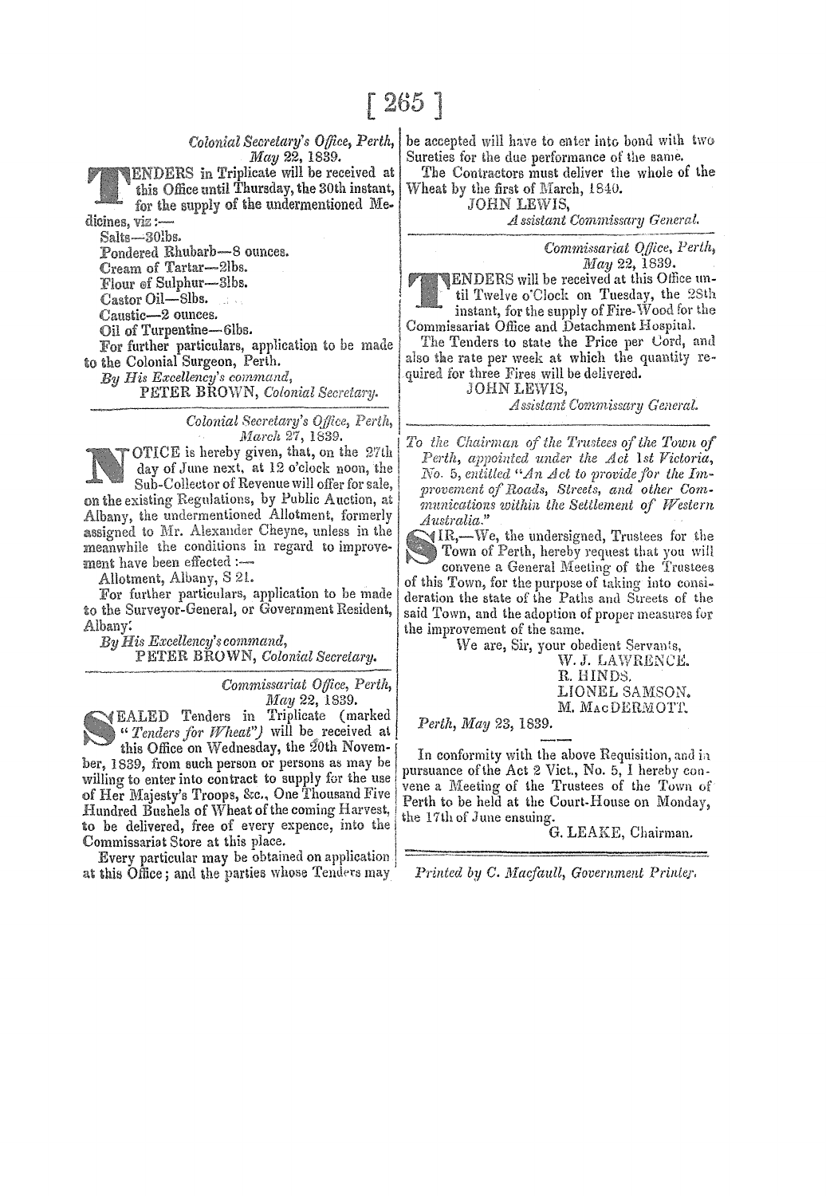*Colonial Secretary's Office, Perth,*
*May* 22, 1839.

TENDERS in Triplicate will be received at this Office until Thursday, the 30th instant, for the supply of the undermentioned Medicines, viz:—

Salts—30lbs.
Pondered Rhubarb—8 ounces.
Cream of Tartar—2lbs.
Flour of Sulphur—3lbs.
Castor Oil—8lbs.
Caustic—2 ounces.
Oil of Turpentine—6lbs.

For further particulars, application to be made to the Colonial Surgeon, Perth.

*By His Excellency's command,*
PETER BROWN, *Colonial Secretary.*

---

*Colonial Secretary's Office, Perth,*
*March* 27, 1839.

NOTICE is hereby given, that, on the 27th day of June next, at 12 o'clock noon, the Sub-Collector of Revenue will offer for sale, on the existing Regulations, by Public Auction, at Albany, the undermentioned Allotment, formerly assigned to Mr. Alexander Cheyne, unless in the meanwhile the conditions in regard to improvement have been effected :—

Allotment, Albany, S 21.

For further particulars, application to be made to the Surveyor-General, or Government Resident, Albany.

*By His Excellency's command,*
PETER BROWN, *Colonial Secretary.*

---

*Commissariat Office, Perth,*
*May* 22, 1839.

SEALED Tenders in Triplicate (marked "*Tenders for Wheat*") will be received at this Office on Wednesday, the 20th November, 1839, from such person or persons as may be willing to enter into contract to supply for the use of Her Majesty's Troops, &c., One Thousand Five Hundred Bushels of Wheat of the coming Harvest, to be delivered, free of every expence, into the Commissariat Store at this place.

Every particular may be obtained on application at this Office; and the parties whose Tenders may be accepted will have to enter into bond with two Sureties for the due performance of the same.

The Contractors must deliver the whole of the Wheat by the first of March, 1840.

JOHN LEWIS,
*Assistant Commissary General.*

---

*Commissariat Office, Perth,*
*May* 22, 1839.

TENDERS will be received at this Office until Twelve o'Clock on Tuesday, the 28th instant, for the supply of Fire-Wood for the Commissariat Office and Detachment Hospital.

The Tenders to state the Price per Cord, and also the rate per week at which the quantity required for three Fires will be delivered.

JOHN LEWIS,
*Assistant Commissary General.*

---

*To the Chairman of the Trustees of the Town of Perth, appointed under the Act 1st Victoria, No. 5, entitled "An Act to provide for the Improvement of Roads, Streets, and other Communications within the Settlement of Western Australia."*

SIR,—We, the undersigned, Trustees for the Town of Perth, hereby request that you will convene a General Meeting of the Trustees of this Town, for the purpose of taking into consideration the state of the Paths and Streets of the said Town, and the adoption of proper measures for the improvement of the same.

We are, Sir, your obedient Servants,
W. J. LAWRENCE.
R. HINDS.
LIONEL SAMSON.
M. MACDERMOTT.

*Perth, May* 23, 1839.

---

In conformity with the above Requisition, and in pursuance of the Act 2 Vict., No. 5, I hereby convene a Meeting of the Trustees of the Town of Perth to be held at the Court-House on Monday, the 17th of June ensuing.

G. LEAKE, Chairman.

---

*Printed by C. Macfaull, Government Printer.*